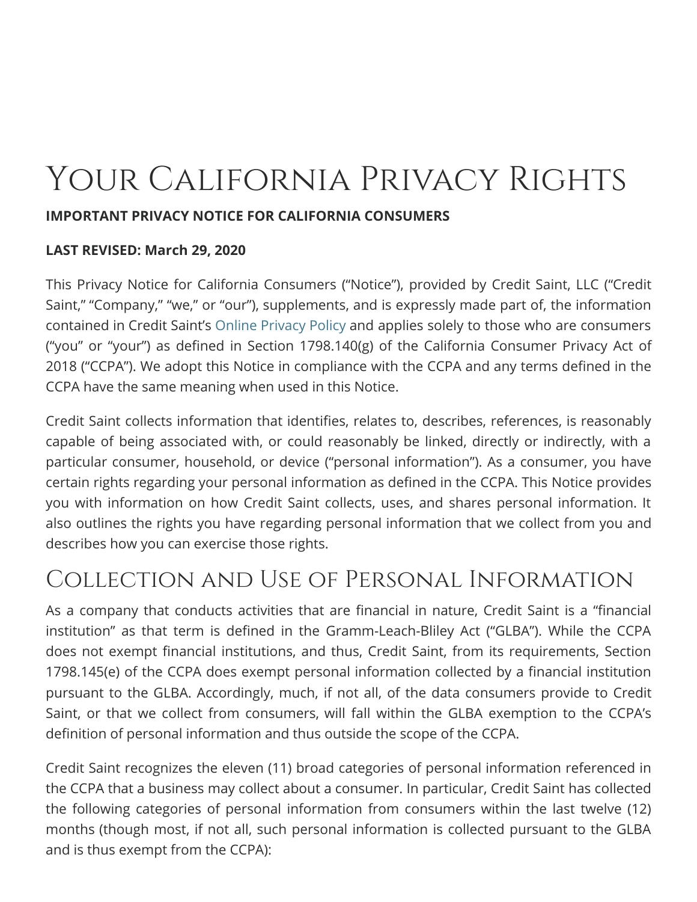# Your California Privacy Rights

**IMPORTANT PRIVACY NOTICE FOR CALIFORNIA CONSUMERS**

**LAST REVISED: March 29, 2020**

This Privacy Notice for California Consumers ("Notice"), provided by Credit Saint, LLC ("Credit Saint," "Company," "we," or "our"), supplements, and is expressly made part of, the information contained in Credit Saint's Online Privacy Policy and applies solely to those who are consumers ("you" or "your") as defined in Section 1798.140(g) of the California Consumer Privacy Act of 2018 ("CCPA"). We adopt this Notice in compliance with the CCPA and any terms defined in the CCPA have the same meaning when used in this Notice.

Credit Saint collects information that identifies, relates to, describes, references, is reasonably capable of being associated with, or could reasonably be linked, directly or indirectly, with a particular consumer, household, or device ("personal information"). As a consumer, you have certain rights regarding your personal information as defined in the CCPA. This Notice provides you with information on how Credit Saint collects, uses, and shares personal information. It also outlines the rights you have regarding personal information that we collect from you and describes how you can exercise those rights.

## Collection and Use of Personal Information

As a company that conducts activities that are financial in nature, Credit Saint is a "financial institution" as that term is defined in the Gramm-Leach-Bliley Act ("GLBA"). While the CCPA does not exempt financial institutions, and thus, Credit Saint, from its requirements, Section 1798.145(e) of the CCPA does exempt personal information collected by a financial institution pursuant to the GLBA. Accordingly, much, if not all, of the data consumers provide to Credit Saint, or that we collect from consumers, will fall within the GLBA exemption to the CCPA's definition of personal information and thus outside the scope of the CCPA.

Credit Saint recognizes the eleven (11) broad categories of personal information referenced in the CCPA that a business may collect about a consumer. In particular, Credit Saint has collected the following categories of personal information from consumers within the last twelve (12) months (though most, if not all, such personal information is collected pursuant to the GLBA and is thus exempt from the CCPA):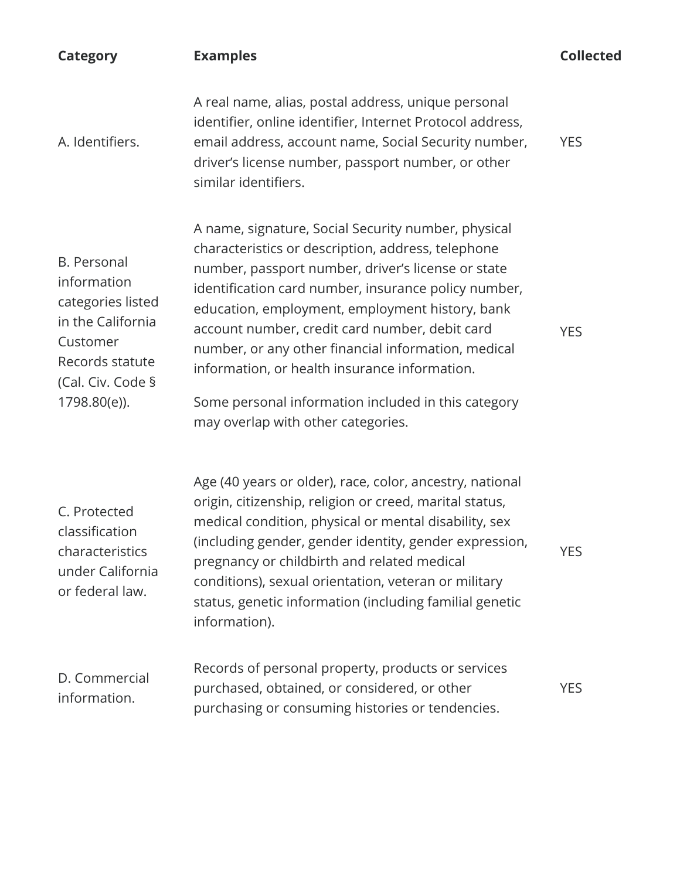| Category | Examples | Collected |
| --- | --- | --- |
| A. Identifiers. | A real name, alias, postal address, unique personal identifier, online identifier, Internet Protocol address, email address, account name, Social Security number, driver's license number, passport number, or other similar identifiers. | YES |
| B. Personal information categories listed in the California Customer Records statute (Cal. Civ. Code § 1798.80(e)). | A name, signature, Social Security number, physical characteristics or description, address, telephone number, passport number, driver's license or state identification card number, insurance policy number, education, employment, employment history, bank account number, credit card number, debit card number, or any other financial information, medical information, or health insurance information. Some personal information included in this category may overlap with other categories. | YES |
| C. Protected classification characteristics under California or federal law. | Age (40 years or older), race, color, ancestry, national origin, citizenship, religion or creed, marital status, medical condition, physical or mental disability, sex (including gender, gender identity, gender expression, pregnancy or childbirth and related medical conditions), sexual orientation, veteran or military status, genetic information (including familial genetic information). | YES |
| D. Commercial information. | Records of personal property, products or services purchased, obtained, or considered, or other purchasing or consuming histories or tendencies. | YES |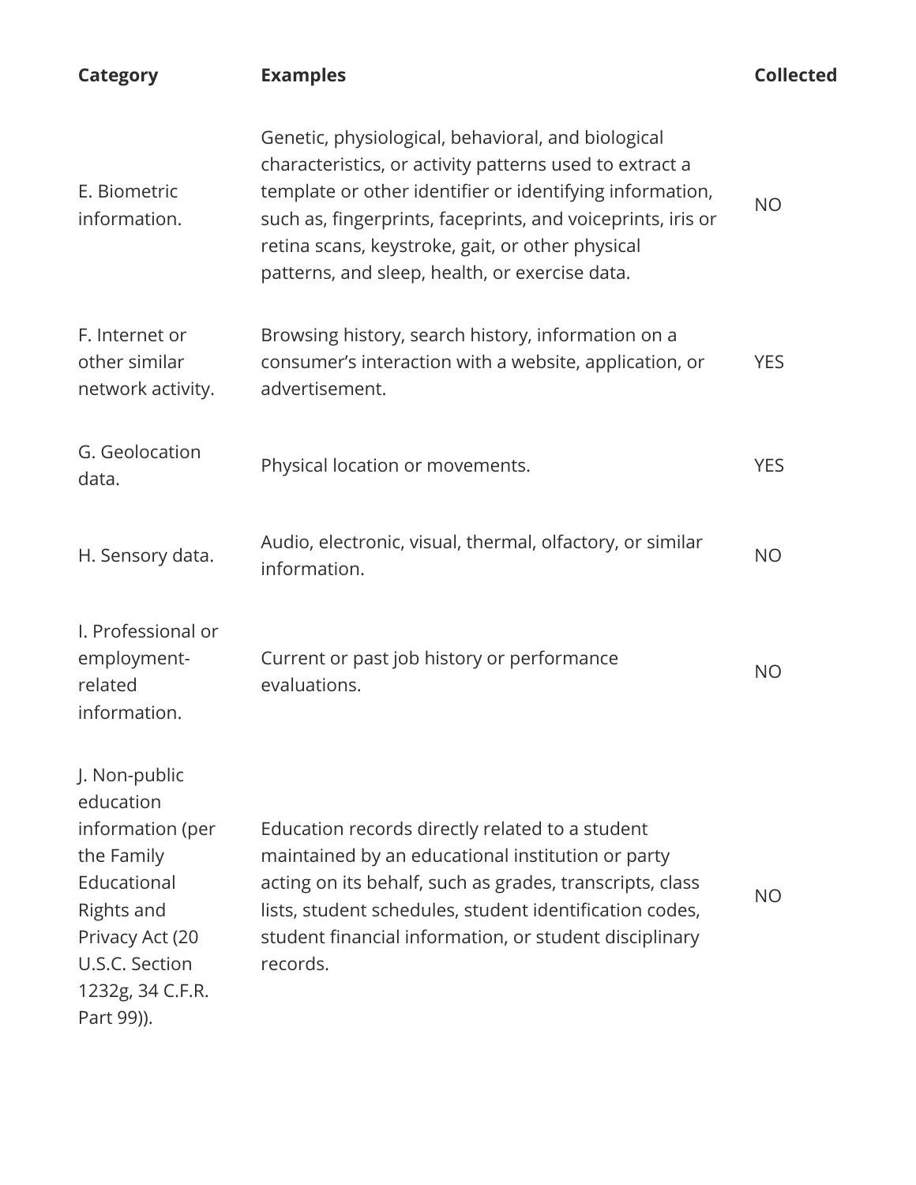| Category | Examples | Collected |
| --- | --- | --- |
| E. Biometric information. | Genetic, physiological, behavioral, and biological characteristics, or activity patterns used to extract a template or other identifier or identifying information, such as, fingerprints, faceprints, and voiceprints, iris or retina scans, keystroke, gait, or other physical patterns, and sleep, health, or exercise data. | NO |
| F. Internet or other similar network activity. | Browsing history, search history, information on a consumer's interaction with a website, application, or advertisement. | YES |
| G. Geolocation data. | Physical location or movements. | YES |
| H. Sensory data. | Audio, electronic, visual, thermal, olfactory, or similar information. | NO |
| I. Professional or employment-related information. | Current or past job history or performance evaluations. | NO |
| J. Non-public education information (per the Family Educational Rights and Privacy Act (20 U.S.C. Section 1232g, 34 C.F.R. Part 99)). | Education records directly related to a student maintained by an educational institution or party acting on its behalf, such as grades, transcripts, class lists, student schedules, student identification codes, student financial information, or student disciplinary records. | NO |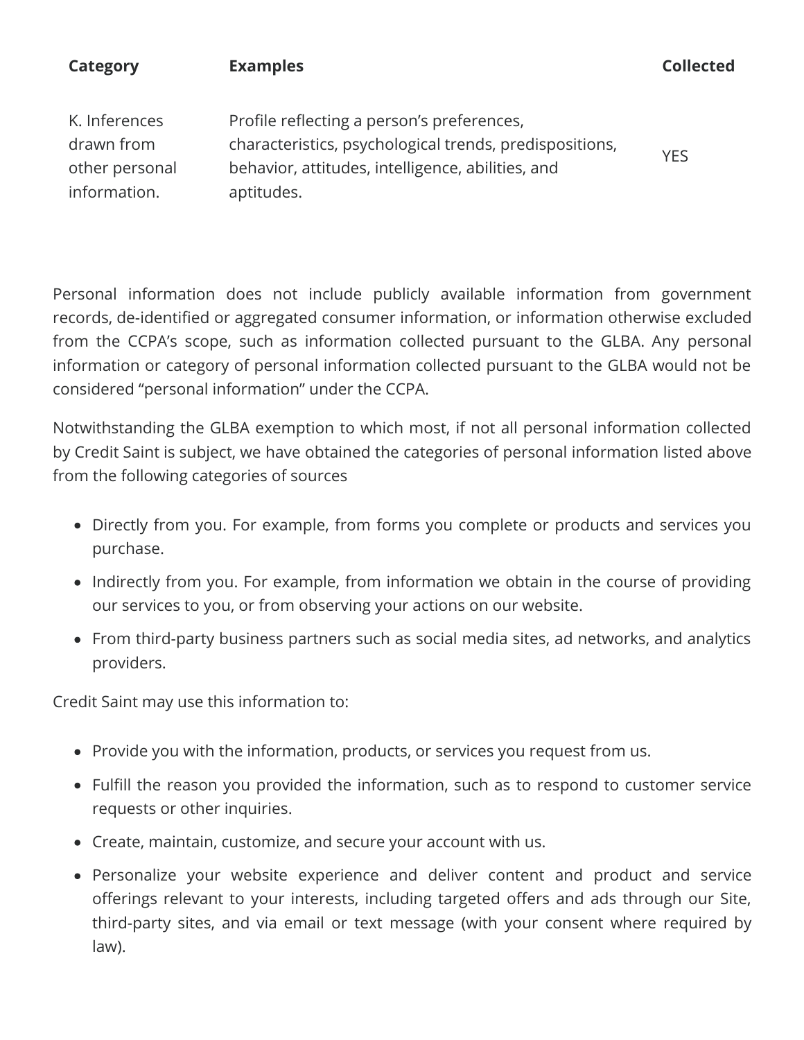| Category | Examples | Collected |
| --- | --- | --- |
| K. Inferences drawn from other personal information. | Profile reflecting a person's preferences, characteristics, psychological trends, predispositions, behavior, attitudes, intelligence, abilities, and aptitudes. | YES |

Personal information does not include publicly available information from government records, de-identified or aggregated consumer information, or information otherwise excluded from the CCPA's scope, such as information collected pursuant to the GLBA. Any personal information or category of personal information collected pursuant to the GLBA would not be considered "personal information" under the CCPA.

Notwithstanding the GLBA exemption to which most, if not all personal information collected by Credit Saint is subject, we have obtained the categories of personal information listed above from the following categories of sources

- Directly from you. For example, from forms you complete or products and services you purchase.
- Indirectly from you. For example, from information we obtain in the course of providing our services to you, or from observing your actions on our website.
- From third-party business partners such as social media sites, ad networks, and analytics providers.

Credit Saint may use this information to:

- Provide you with the information, products, or services you request from us.
- Fulfill the reason you provided the information, such as to respond to customer service requests or other inquiries.
- Create, maintain, customize, and secure your account with us.
- Personalize your website experience and deliver content and product and service offerings relevant to your interests, including targeted offers and ads through our Site, third-party sites, and via email or text message (with your consent where required by law).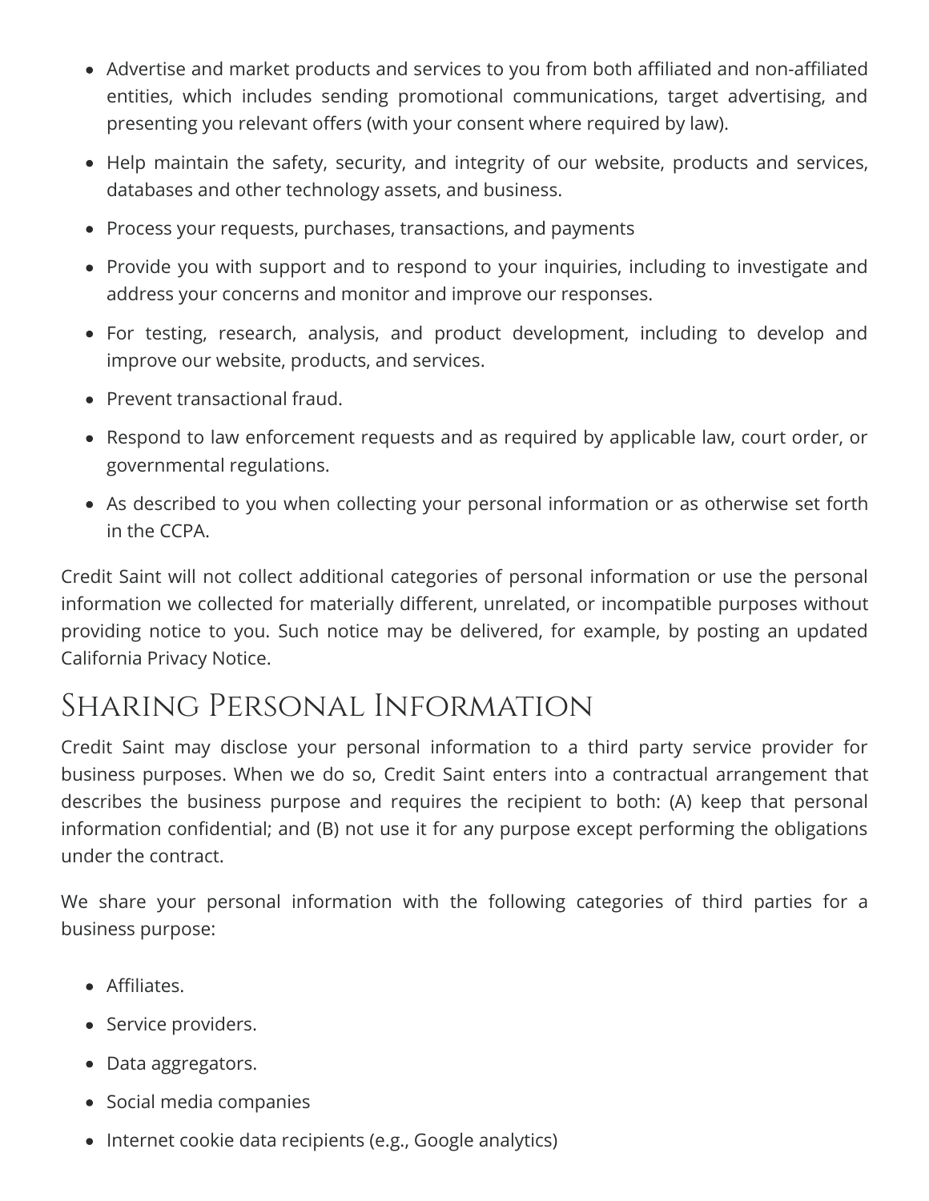- Advertise and market products and services to you from both affiliated and non-affiliated entities, which includes sending promotional communications, target advertising, and presenting you relevant offers (with your consent where required by law).
- Help maintain the safety, security, and integrity of our website, products and services, databases and other technology assets, and business.
- Process your requests, purchases, transactions, and payments
- Provide you with support and to respond to your inquiries, including to investigate and address your concerns and monitor and improve our responses.
- For testing, research, analysis, and product development, including to develop and improve our website, products, and services.
- Prevent transactional fraud.
- Respond to law enforcement requests and as required by applicable law, court order, or governmental regulations.
- As described to you when collecting your personal information or as otherwise set forth in the CCPA.

Credit Saint will not collect additional categories of personal information or use the personal information we collected for materially different, unrelated, or incompatible purposes without providing notice to you. Such notice may be delivered, for example, by posting an updated California Privacy Notice.

## Sharing Personal Information

Credit Saint may disclose your personal information to a third party service provider for business purposes. When we do so, Credit Saint enters into a contractual arrangement that describes the business purpose and requires the recipient to both: (A) keep that personal information confidential; and (B) not use it for any purpose except performing the obligations under the contract.

We share your personal information with the following categories of third parties for a business purpose:

- Affiliates.
- Service providers.
- Data aggregators.
- Social media companies
- Internet cookie data recipients (e.g., Google analytics)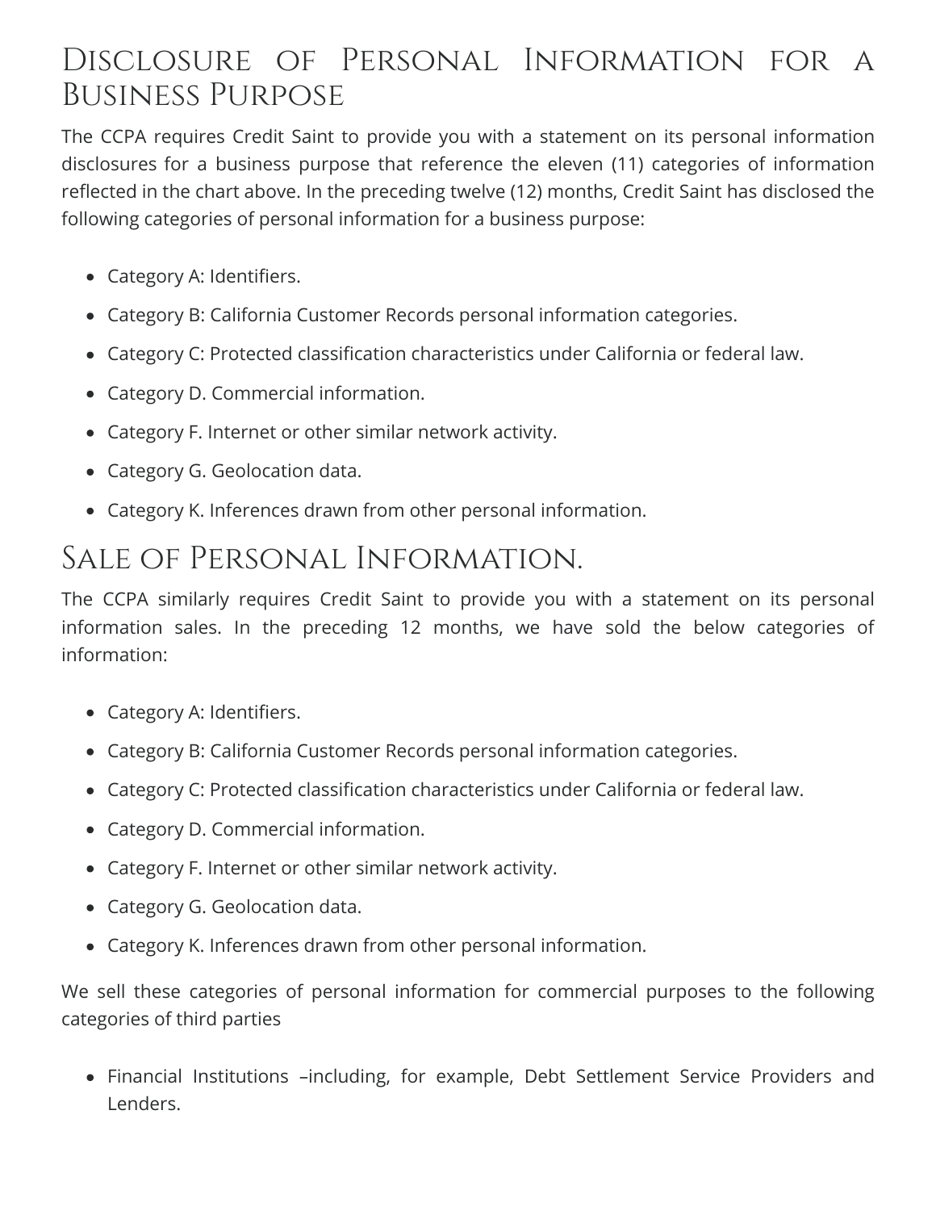## Disclosure of Personal Information for a Business Purpose

The CCPA requires Credit Saint to provide you with a statement on its personal information disclosures for a business purpose that reference the eleven (11) categories of information reflected in the chart above. In the preceding twelve (12) months, Credit Saint has disclosed the following categories of personal information for a business purpose:

- Category A: Identifiers.
- Category B: California Customer Records personal information categories.
- Category C: Protected classification characteristics under California or federal law.
- Category D. Commercial information.
- Category F. Internet or other similar network activity.
- Category G. Geolocation data.
- Category K. Inferences drawn from other personal information.

## Sale of Personal Information.

The CCPA similarly requires Credit Saint to provide you with a statement on its personal information sales. In the preceding 12 months, we have sold the below categories of information:

- Category A: Identifiers.
- Category B: California Customer Records personal information categories.
- Category C: Protected classification characteristics under California or federal law.
- Category D. Commercial information.
- Category F. Internet or other similar network activity.
- Category G. Geolocation data.
- Category K. Inferences drawn from other personal information.

We sell these categories of personal information for commercial purposes to the following categories of third parties

- Financial Institutions –including, for example, Debt Settlement Service Providers and Lenders.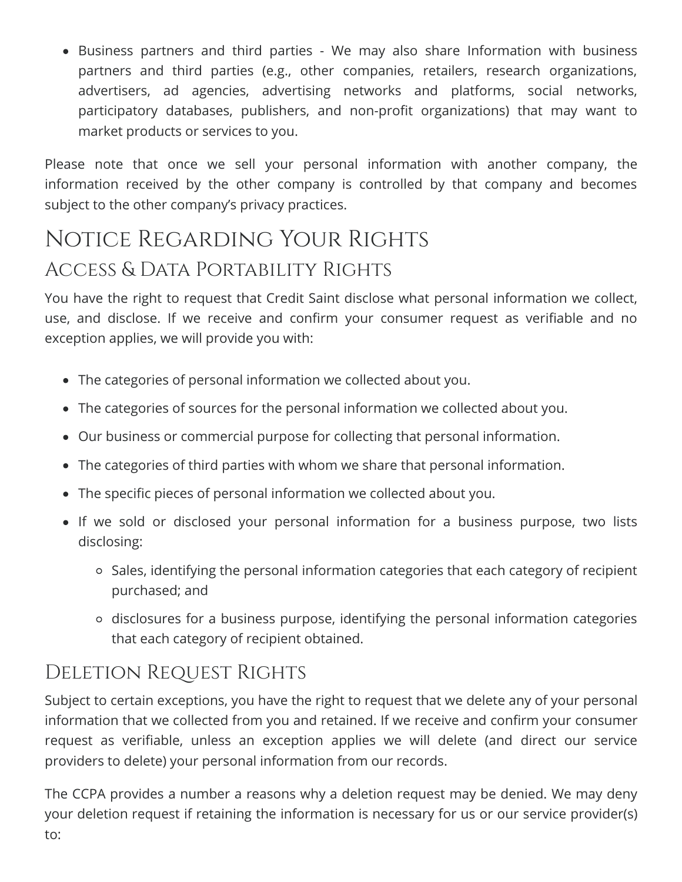- Business partners and third parties - We may also share Information with business partners and third parties (e.g., other companies, retailers, research organizations, advertisers, ad agencies, advertising networks and platforms, social networks, participatory databases, publishers, and non-profit organizations) that may want to market products or services to you.

Please note that once we sell your personal information with another company, the information received by the other company is controlled by that company and becomes subject to the other company's privacy practices.

# Notice Regarding Your Rights

## Access & Data Portability Rights

You have the right to request that Credit Saint disclose what personal information we collect, use, and disclose. If we receive and confirm your consumer request as verifiable and no exception applies, we will provide you with:

- The categories of personal information we collected about you.
- The categories of sources for the personal information we collected about you.
- Our business or commercial purpose for collecting that personal information.
- The categories of third parties with whom we share that personal information.
- The specific pieces of personal information we collected about you.
- If we sold or disclosed your personal information for a business purpose, two lists disclosing:
  - Sales, identifying the personal information categories that each category of recipient purchased; and
  - disclosures for a business purpose, identifying the personal information categories that each category of recipient obtained.

## Deletion Request Rights

Subject to certain exceptions, you have the right to request that we delete any of your personal information that we collected from you and retained. If we receive and confirm your consumer request as verifiable, unless an exception applies we will delete (and direct our service providers to delete) your personal information from our records.

The CCPA provides a number a reasons why a deletion request may be denied. We may deny your deletion request if retaining the information is necessary for us or our service provider(s) to: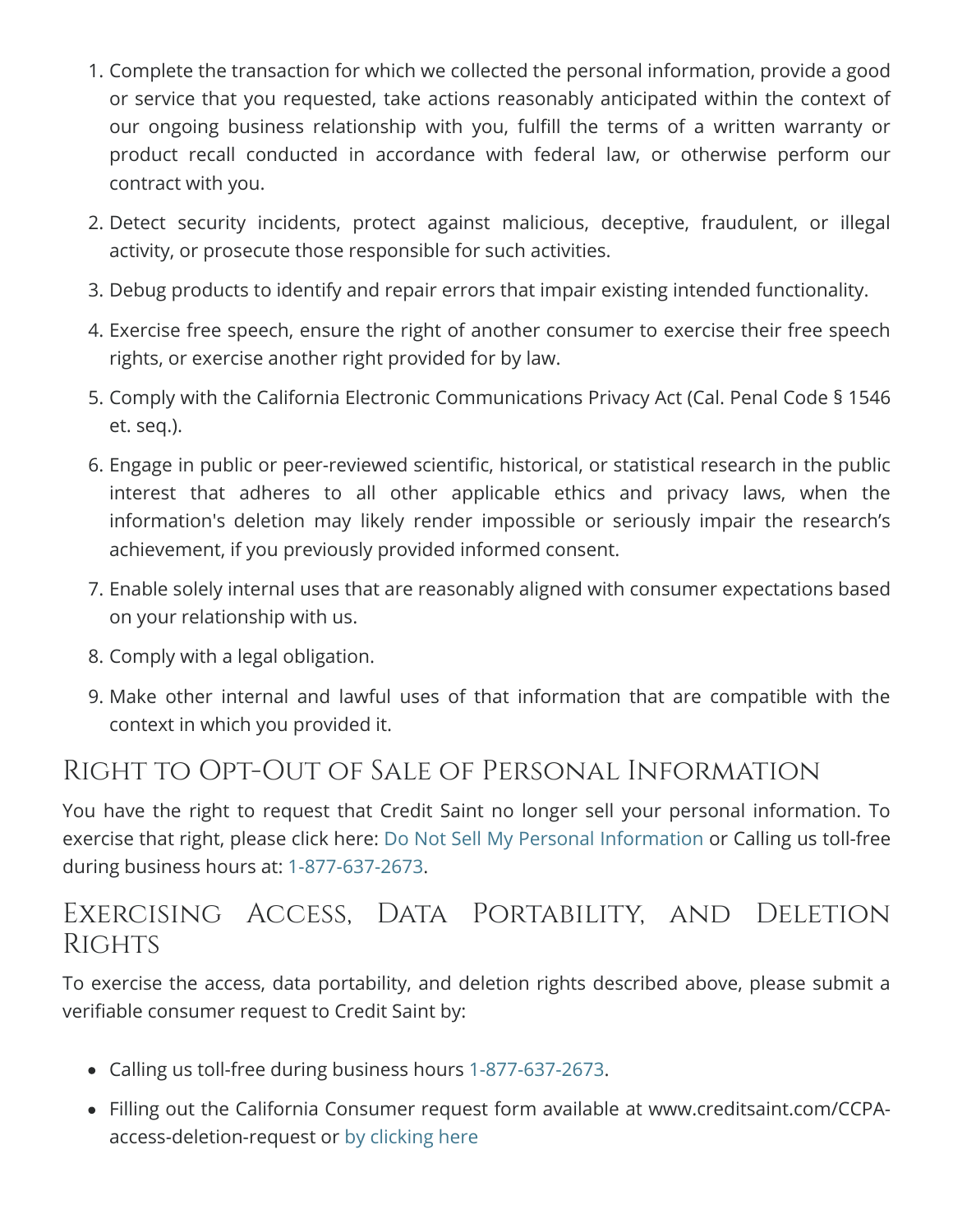1. Complete the transaction for which we collected the personal information, provide a good or service that you requested, take actions reasonably anticipated within the context of our ongoing business relationship with you, fulfill the terms of a written warranty or product recall conducted in accordance with federal law, or otherwise perform our contract with you.
2. Detect security incidents, protect against malicious, deceptive, fraudulent, or illegal activity, or prosecute those responsible for such activities.
3. Debug products to identify and repair errors that impair existing intended functionality.
4. Exercise free speech, ensure the right of another consumer to exercise their free speech rights, or exercise another right provided for by law.
5. Comply with the California Electronic Communications Privacy Act (Cal. Penal Code § 1546 et. seq.).
6. Engage in public or peer-reviewed scientific, historical, or statistical research in the public interest that adheres to all other applicable ethics and privacy laws, when the information's deletion may likely render impossible or seriously impair the research's achievement, if you previously provided informed consent.
7. Enable solely internal uses that are reasonably aligned with consumer expectations based on your relationship with us.
8. Comply with a legal obligation.
9. Make other internal and lawful uses of that information that are compatible with the context in which you provided it.

## Right to Opt-Out of Sale of Personal Information

You have the right to request that Credit Saint no longer sell your personal information. To exercise that right, please click here: Do Not Sell My Personal Information or Calling us toll-free during business hours at: 1-877-637-2673.

## Exercising Access, Data Portability, and Deletion Rights

To exercise the access, data portability, and deletion rights described above, please submit a verifiable consumer request to Credit Saint by:

- Calling us toll-free during business hours 1-877-637-2673.
- Filling out the California Consumer request form available at www.creditsaint.com/CCPA-access-deletion-request or by clicking here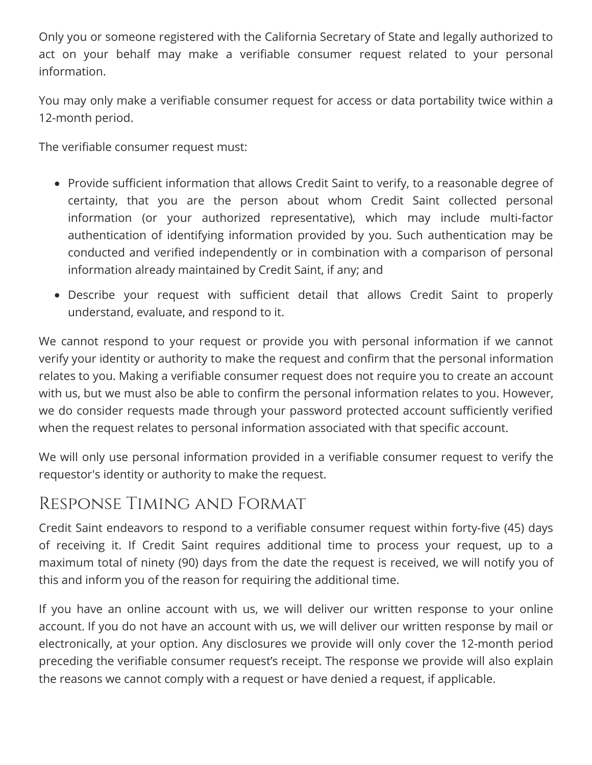Only you or someone registered with the California Secretary of State and legally authorized to act on your behalf may make a verifiable consumer request related to your personal information.

You may only make a verifiable consumer request for access or data portability twice within a 12-month period.

The verifiable consumer request must:

- Provide sufficient information that allows Credit Saint to verify, to a reasonable degree of certainty, that you are the person about whom Credit Saint collected personal information (or your authorized representative), which may include multi-factor authentication of identifying information provided by you. Such authentication may be conducted and verified independently or in combination with a comparison of personal information already maintained by Credit Saint, if any; and
- Describe your request with sufficient detail that allows Credit Saint to properly understand, evaluate, and respond to it.

We cannot respond to your request or provide you with personal information if we cannot verify your identity or authority to make the request and confirm that the personal information relates to you. Making a verifiable consumer request does not require you to create an account with us, but we must also be able to confirm the personal information relates to you. However, we do consider requests made through your password protected account sufficiently verified when the request relates to personal information associated with that specific account.

We will only use personal information provided in a verifiable consumer request to verify the requestor's identity or authority to make the request.

## Response Timing and Format

Credit Saint endeavors to respond to a verifiable consumer request within forty-five (45) days of receiving it. If Credit Saint requires additional time to process your request, up to a maximum total of ninety (90) days from the date the request is received, we will notify you of this and inform you of the reason for requiring the additional time.

If you have an online account with us, we will deliver our written response to your online account. If you do not have an account with us, we will deliver our written response by mail or electronically, at your option. Any disclosures we provide will only cover the 12-month period preceding the verifiable consumer request's receipt. The response we provide will also explain the reasons we cannot comply with a request or have denied a request, if applicable.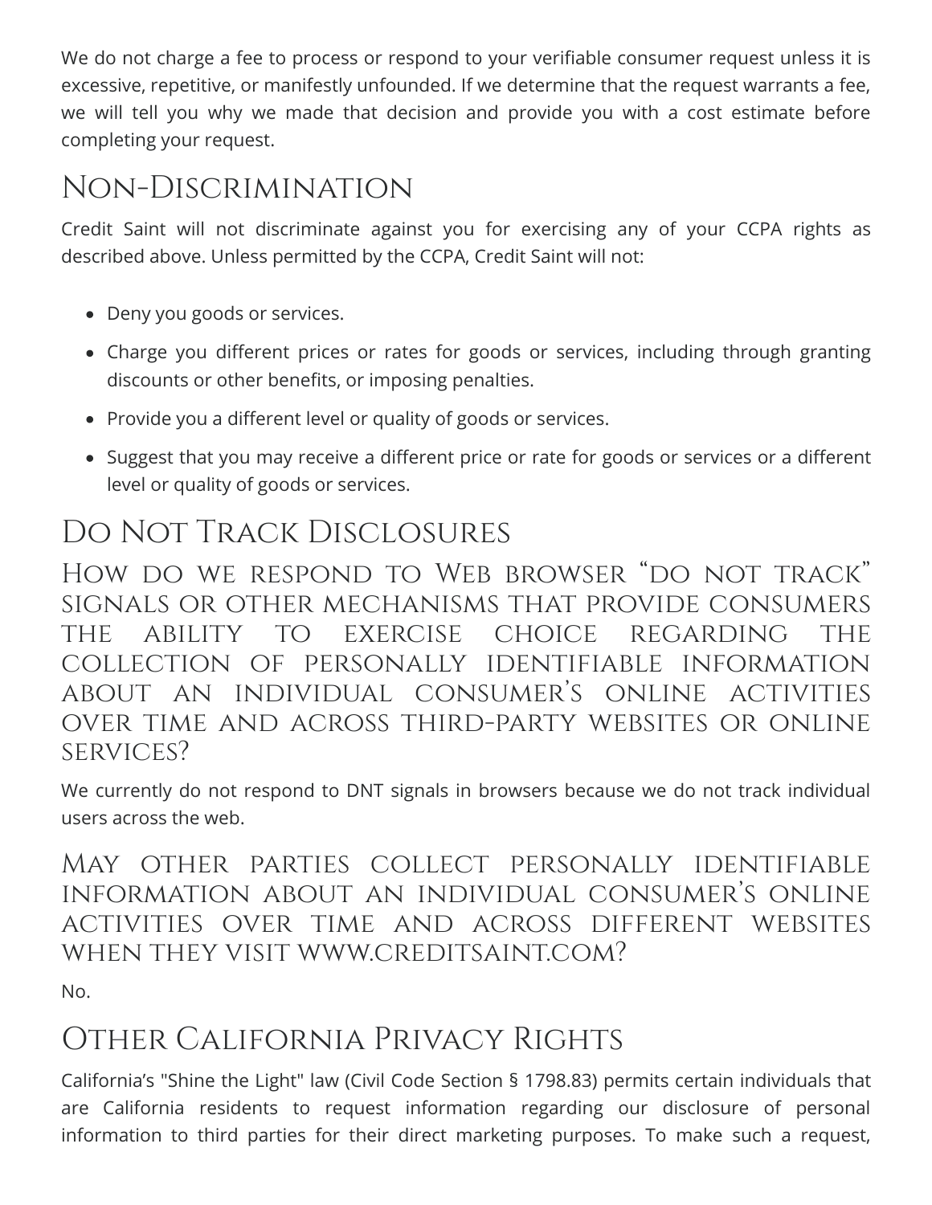We do not charge a fee to process or respond to your verifiable consumer request unless it is excessive, repetitive, or manifestly unfounded. If we determine that the request warrants a fee, we will tell you why we made that decision and provide you with a cost estimate before completing your request.

## Non-Discrimination

Credit Saint will not discriminate against you for exercising any of your CCPA rights as described above. Unless permitted by the CCPA, Credit Saint will not:

- Deny you goods or services.
- Charge you different prices or rates for goods or services, including through granting discounts or other benefits, or imposing penalties.
- Provide you a different level or quality of goods or services.
- Suggest that you may receive a different price or rate for goods or services or a different level or quality of goods or services.

## Do Not Track Disclosures

### How do we respond to Web browser "do not track" signals or other mechanisms that provide consumers the ability to exercise choice regarding the collection of personally identifiable information about an individual consumer's online activities over time and across third-party websites or online services?

We currently do not respond to DNT signals in browsers because we do not track individual users across the web.

### May other parties collect personally identifiable information about an individual consumer's online activities over time and across different websites when they visit www.creditsaint.com?

No.

## Other California Privacy Rights

California's "Shine the Light" law (Civil Code Section § 1798.83) permits certain individuals that are California residents to request information regarding our disclosure of personal information to third parties for their direct marketing purposes. To make such a request,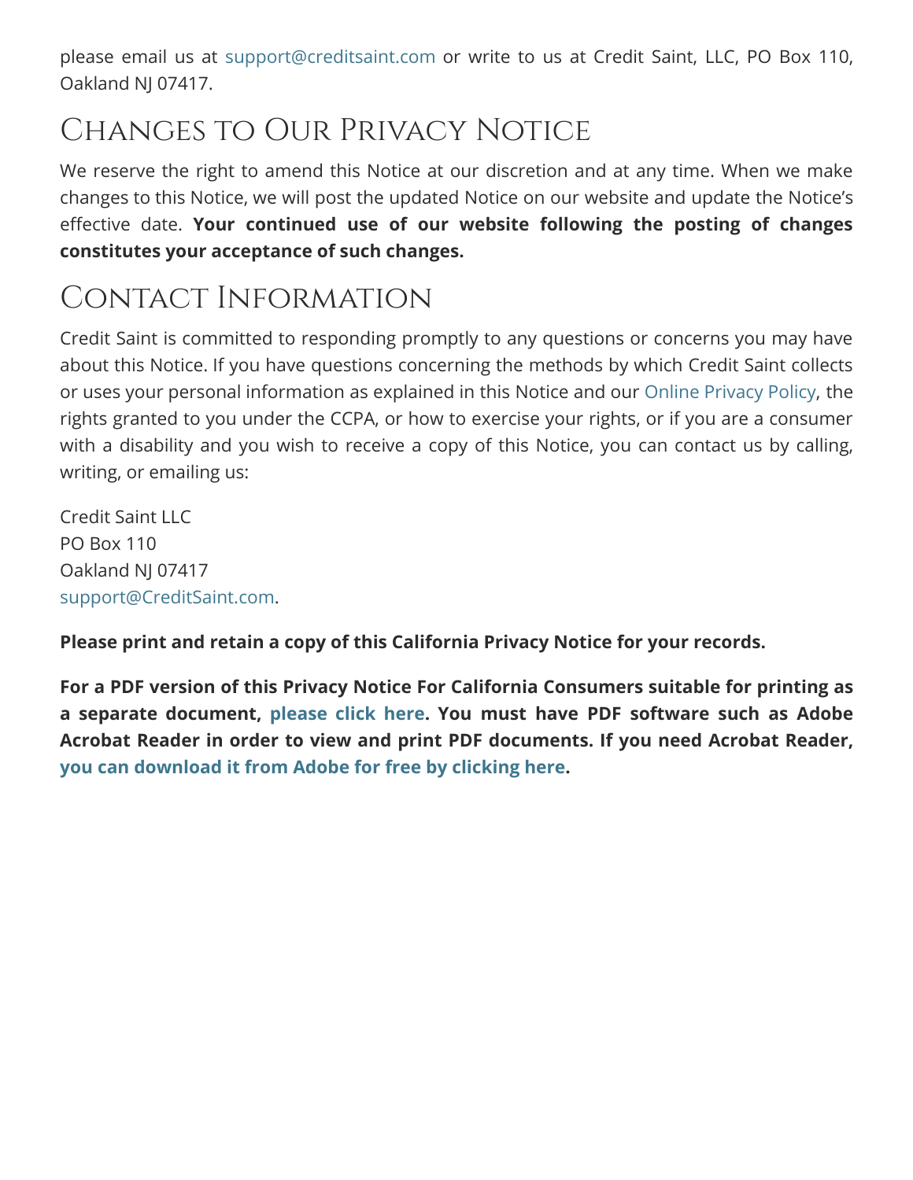please email us at support@creditsaint.com or write to us at Credit Saint, LLC, PO Box 110, Oakland NJ 07417.

## Changes to Our Privacy Notice

We reserve the right to amend this Notice at our discretion and at any time. When we make changes to this Notice, we will post the updated Notice on our website and update the Notice's effective date. **Your continued use of our website following the posting of changes constitutes your acceptance of such changes.**

## Contact Information

Credit Saint is committed to responding promptly to any questions or concerns you may have about this Notice. If you have questions concerning the methods by which Credit Saint collects or uses your personal information as explained in this Notice and our Online Privacy Policy, the rights granted to you under the CCPA, or how to exercise your rights, or if you are a consumer with a disability and you wish to receive a copy of this Notice, you can contact us by calling, writing, or emailing us:

Credit Saint LLC
PO Box 110
Oakland NJ 07417
support@CreditSaint.com.

**Please print and retain a copy of this California Privacy Notice for your records.**

**For a PDF version of this Privacy Notice For California Consumers suitable for printing as a separate document, please click here. You must have PDF software such as Adobe Acrobat Reader in order to view and print PDF documents. If you need Acrobat Reader, you can download it from Adobe for free by clicking here.**